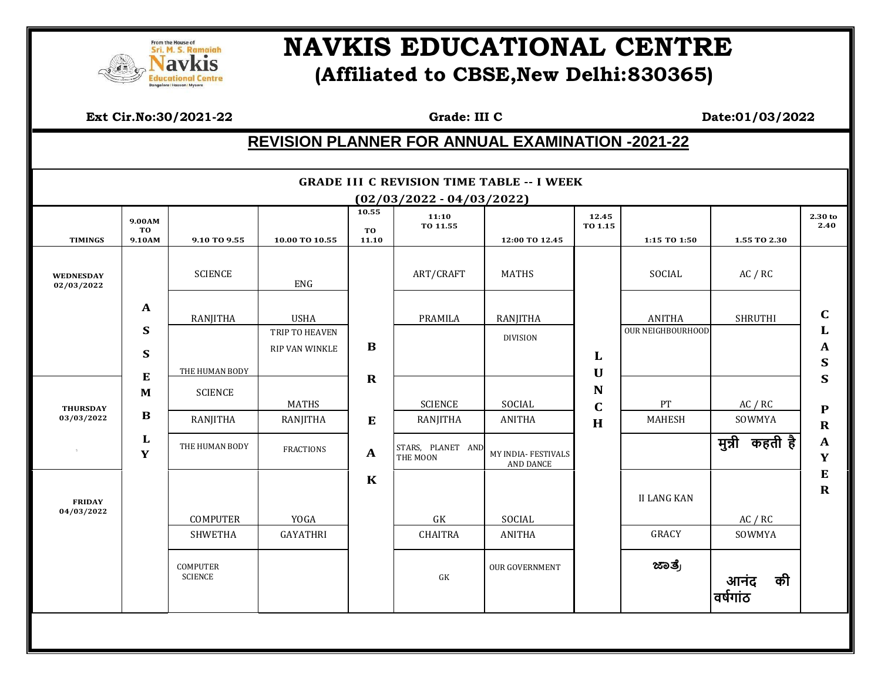# NAVKIS EDUCATIONAL CENTRE

## (Affiliated to CBSE,New Delhi:830365)

**Ext Cir.No:30/2021-22** **Grade: III C** **Date:01/03/2022**

## REVISION PLANNER FOR ANNUAL EXAMINATION -2021-22

### GRADE III C REVISION TIME TABLE -- I WEEK (02/03/2022 - 04/03/2022)

| TIMINGS | 9.00AM TO 9.10AM | 9.10 TO 9.55 | 10.00 TO 10.55 | 10.55 TO 11.10 | 11:10 TO 11.55 | 12:00 TO 12.45 | 12.45 TO 1.15 | 1:15 TO 1:50 | 1.55 TO 2.30 | 2.30 to 2.40 |
|---|---|---|---|---|---|---|---|---|---|---|
| WEDNESDAY 02/03/2022 | ASSEMBLY | SCIENCE | ENG | BREAK | ART/CRAFT | MATHS | LUNCH | SOCIAL | AC / RC | CLASS PRAYER |
| | | RANJITHA | USHA | | PRAMILA | RANJITHA | | ANITHA | SHRUTHI | |
| | | THE HUMAN BODY | TRIP TO HEAVEN RIP VAN WINKLE | | | DIVISION | | OUR NEIGHBOURHOOD | | |
| THURSDAY 03/03/2022 | | SCIENCE | MATHS | | SCIENCE | SOCIAL | | PT | AC / RC | |
| | | RANJITHA | RANJITHA | | RANJITHA | ANITHA | | MAHESH | SOWMYA | |
| | | THE HUMAN BODY | FRACTIONS | | STARS, PLANET AND THE MOON | MY INDIA- FESTIVALS AND DANCE | | | मुन्नी कहती है | |
| FRIDAY 04/03/2022 | | COMPUTER | YOGA | | GK | SOCIAL | | II LANG KAN | AC / RC | |
| | | SHWETHA | GAYATHRI | | CHAITRA | ANITHA | | GRACY | SOWMYA | |
| | | COMPUTER SCIENCE | | | GK | OUR GOVERNMENT | | ಜಾತ್ರೆ | आनंद की वर्षगांठ | |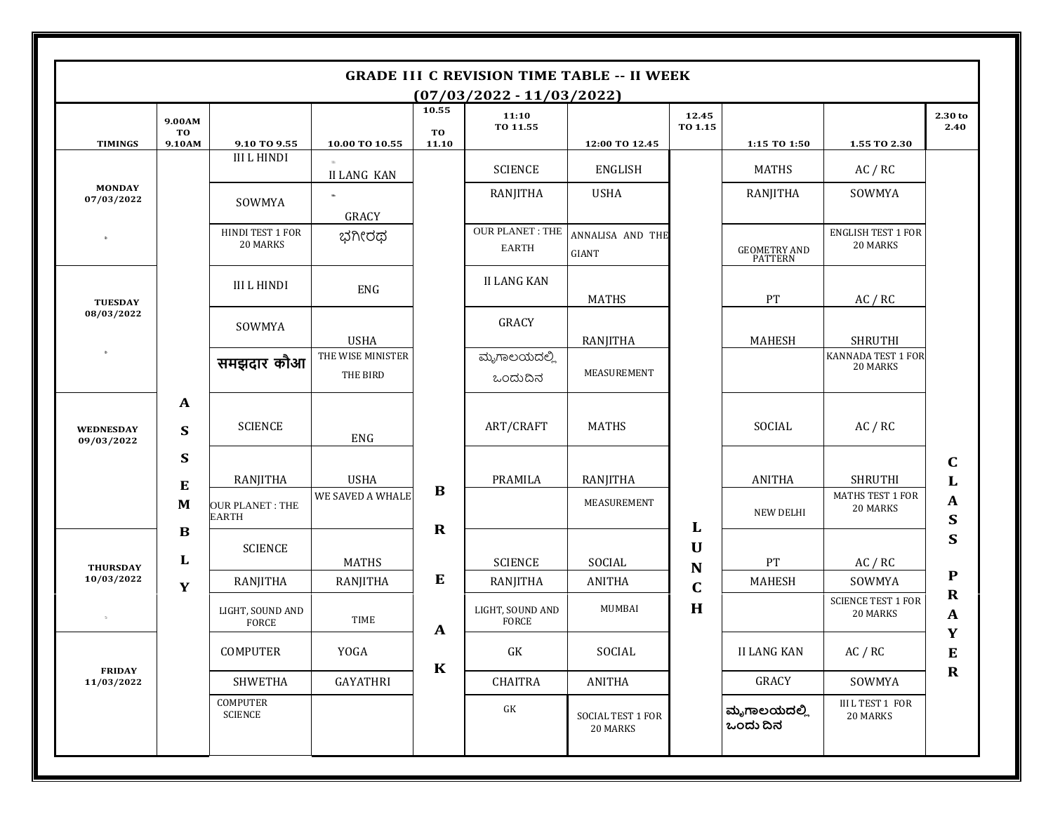# GRADE III C REVISION TIME TABLE -- II WEEK

## (07/03/2022 - 11/03/2022)

| TIMINGS | 9.00AM TO 9.10AM | 9.10 TO 9.55 | 10.00 TO 10.55 | 10.55 TO 11.10 | 11:10 TO 11.55 | 12:00 TO 12.45 | 12.45 TO 1.15 | 1:15 TO 1:50 | 1.55 TO 2.30 | 2.30 to 2.40 |
|---|---|---|---|---|---|---|---|---|---|---|
| MONDAY 07/03/2022 | ASSEMBLY | III L HINDI | II LANG KAN | BREAK | SCIENCE | ENGLISH | LUNCH | MATHS | AC / RC | CLASS PRAYER |
| | | SOWMYA | GRACY | | RANJITHA | USHA | | RANJITHA | SOWMYA | |
| | | HINDI TEST 1 FOR 20 MARKS | ಭಗೀರಥ | | OUR PLANET : THE EARTH | ANNALISA AND THE GIANT | | GEOMETRY AND PATTERN | ENGLISH TEST 1 FOR 20 MARKS | |
| TUESDAY 08/03/2022 | | III L HINDI | ENG | | II LANG KAN | MATHS | | PT | AC / RC | |
| | | SOWMYA | USHA | | GRACY | RANJITHA | | MAHESH | SHRUTHI | |
| | | समझदार कौआ | THE WISE MINISTER THE BIRD | | ಮೃಗಾಲಯದಲ್ಲಿ ಒಂದುದಿನ | MEASUREMENT | | | KANNADA TEST 1 FOR 20 MARKS | |
| WEDNESDAY 09/03/2022 | | SCIENCE | ENG | | ART/CRAFT | MATHS | | SOCIAL | AC / RC | |
| | | RANJITHA | USHA | | PRAMILA | RANJITHA | | ANITHA | SHRUTHI | |
| | | OUR PLANET : THE EARTH | WE SAVED A WHALE | | | MEASUREMENT | | NEW DELHI | MATHS TEST 1 FOR 20 MARKS | |
| THURSDAY 10/03/2022 | | SCIENCE | MATHS | | SCIENCE | SOCIAL | | PT | AC / RC | |
| | | RANJITHA | RANJITHA | | RANJITHA | ANITHA | | MAHESH | SOWMYA | |
| | | LIGHT, SOUND AND FORCE | TIME | | LIGHT, SOUND AND FORCE | MUMBAI | | | SCIENCE TEST 1 FOR 20 MARKS | |
| FRIDAY 11/03/2022 | | COMPUTER | YOGA | | GK | SOCIAL | | II LANG KAN | AC / RC | |
| | | SHWETHA | GAYATHRI | | CHAITRA | ANITHA | | GRACY | SOWMYA | |
| | | COMPUTER SCIENCE | | | GK | SOCIAL TEST 1 FOR 20 MARKS | | ಮೃಗಾಲಯದಲ್ಲಿ ಒಂದು ದಿನ | III L TEST 1 FOR 20 MARKS | |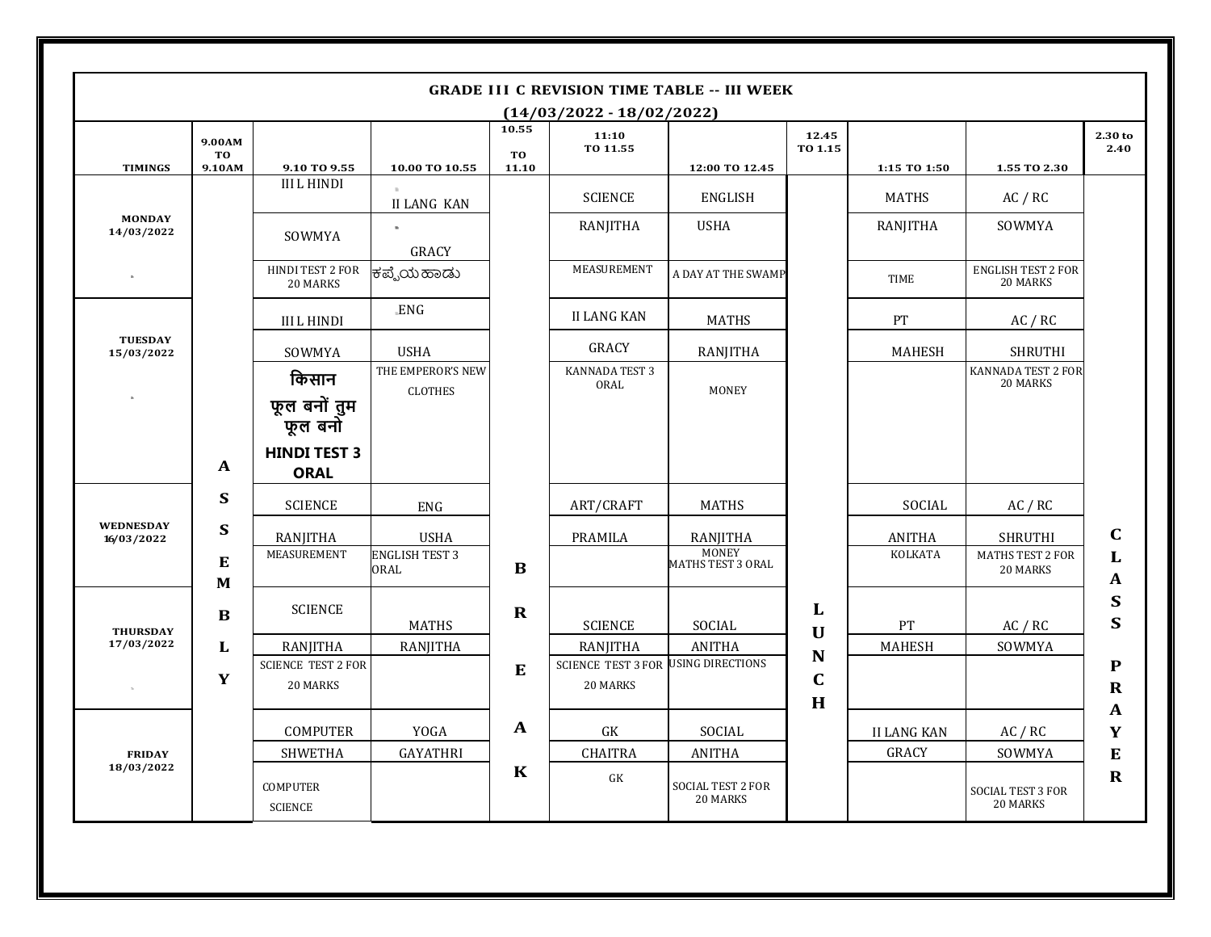# GRADE III C REVISION TIME TABLE -- III WEEK

**(14/03/2022 - 18/02/2022)**

| TIMINGS | 9.00AM TO 9.10AM | 9.10 TO 9.55 | 10.00 TO 10.55 | 10.55 TO 11.10 | 11:10 TO 11.55 | 12:00 TO 12.45 | 12.45 TO 1.15 | 1:15 TO 1:50 | 1.55 TO 2.30 | 2.30 to 2.40 |
|---|---|---|---|---|---|---|---|---|---|---|
| MONDAY 14/03/2022 | ASSEMBLY | III L HINDI | II LANG KAN | BREAK | SCIENCE | ENGLISH | LUNCH | MATHS | AC / RC | CLASS PRAYER |
| | | SOWMYA | GRACY | | RANJITHA | USHA | | RANJITHA | SOWMYA | |
| | | HINDI TEST 2 FOR 20 MARKS | ಕಪ್ಪೆಯ ಹಾಡು | | MEASUREMENT | A DAY AT THE SWAMP | | TIME | ENGLISH TEST 2 FOR 20 MARKS | |
| TUESDAY 15/03/2022 | | III L HINDI | ENG | | II LANG KAN | MATHS | | PT | AC / RC | |
| | | SOWMYA | USHA | | GRACY | RANJITHA | | MAHESH | SHRUTHI | |
| | | किसान फूल बनों तुम फूल बनो **HINDI TEST 3 ORAL** | THE EMPEROR'S NEW CLOTHES | | KANNADA TEST 3 ORAL | MONEY | | | KANNADA TEST 2 FOR 20 MARKS | |
| WEDNESDAY 16/03/2022 | | SCIENCE | ENG | | ART/CRAFT | MATHS | | SOCIAL | AC / RC | |
| | | RANJITHA | USHA | | PRAMILA | RANJITHA | | ANITHA | SHRUTHI | |
| | | MEASUREMENT | ENGLISH TEST 3 ORAL | | | MONEY MATHS TEST 3 ORAL | | KOLKATA | MATHS TEST 2 FOR 20 MARKS | |
| THURSDAY 17/03/2022 | | SCIENCE | MATHS | | SCIENCE | SOCIAL | | PT | AC / RC | |
| | | RANJITHA | RANJITHA | | RANJITHA | ANITHA | | MAHESH | SOWMYA | |
| | | SCIENCE TEST 2 FOR 20 MARKS | | | SCIENCE TEST 3 FOR 20 MARKS | USING DIRECTIONS | | | | |
| FRIDAY 18/03/2022 | | COMPUTER | YOGA | | GK | SOCIAL | | II LANG KAN | AC / RC | |
| | | SHWETHA | GAYATHRI | | CHAITRA | ANITHA | | GRACY | SOWMYA | |
| | | COMPUTER SCIENCE | | | GK | SOCIAL TEST 2 FOR 20 MARKS | | | SOCIAL TEST 3 FOR 20 MARKS | |